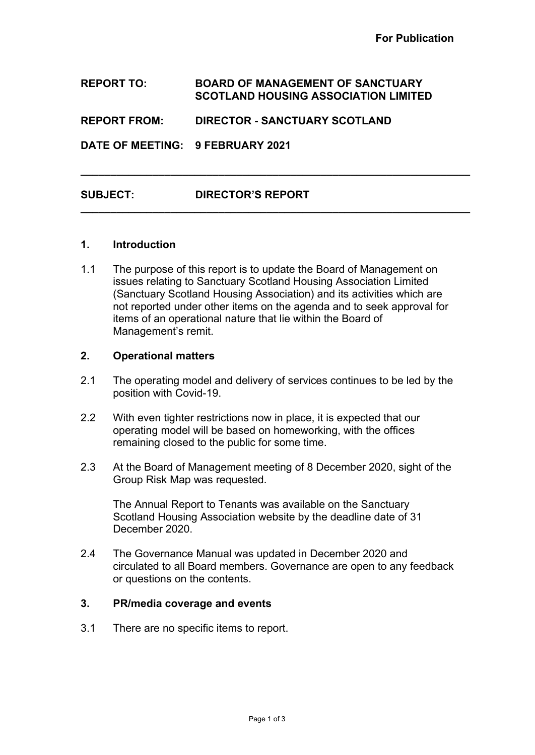**For Publication**

**REPORT TO:** **BOARD OF MANAGEMENT OF SANCTUARY SCOTLAND HOUSING ASSOCIATION LIMITED**

**REPORT FROM:** **DIRECTOR - SANCTUARY SCOTLAND**

**DATE OF MEETING:** **9 FEBRUARY 2021**

---

**SUBJECT:** **DIRECTOR'S REPORT**

---

## 1. Introduction

1.1 The purpose of this report is to update the Board of Management on issues relating to Sanctuary Scotland Housing Association Limited (Sanctuary Scotland Housing Association) and its activities which are not reported under other items on the agenda and to seek approval for items of an operational nature that lie within the Board of Management's remit.

## 2. Operational matters

2.1 The operating model and delivery of services continues to be led by the position with Covid-19.

2.2 With even tighter restrictions now in place, it is expected that our operating model will be based on homeworking, with the offices remaining closed to the public for some time.

2.3 At the Board of Management meeting of 8 December 2020, sight of the Group Risk Map was requested.

The Annual Report to Tenants was available on the Sanctuary Scotland Housing Association website by the deadline date of 31 December 2020.

2.4 The Governance Manual was updated in December 2020 and circulated to all Board members. Governance are open to any feedback or questions on the contents.

## 3. PR/media coverage and events

3.1 There are no specific items to report.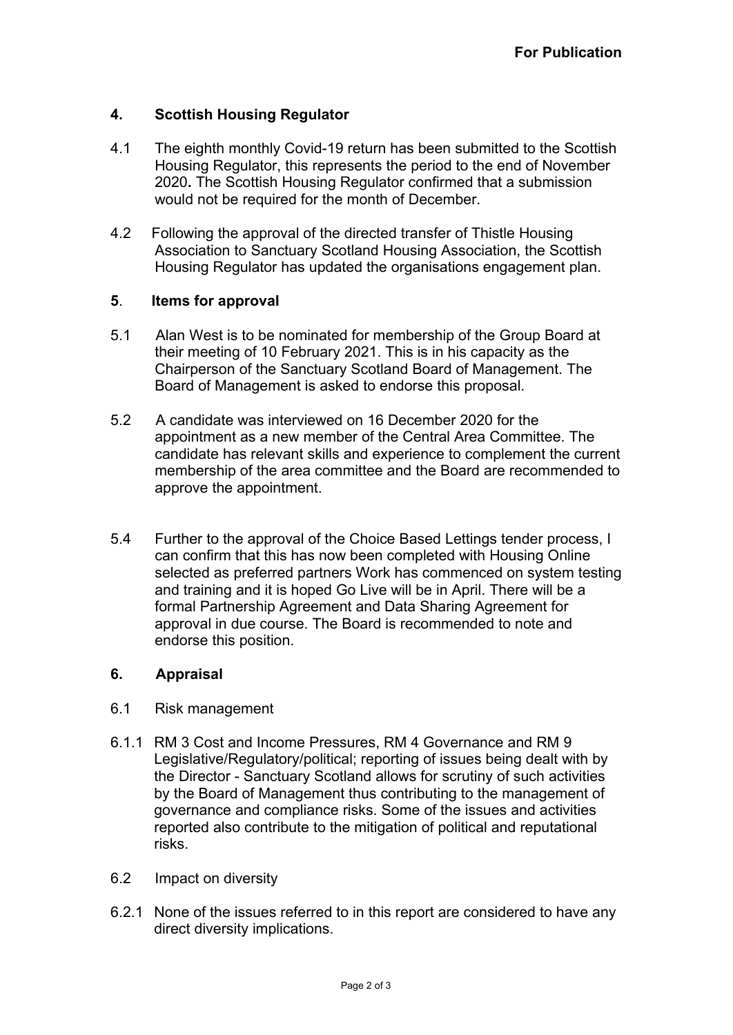**For Publication**

## 4. Scottish Housing Regulator

4.1 The eighth monthly Covid-19 return has been submitted to the Scottish Housing Regulator, this represents the period to the end of November 2020**.** The Scottish Housing Regulator confirmed that a submission would not be required for the month of December.

4.2 Following the approval of the directed transfer of Thistle Housing Association to Sanctuary Scotland Housing Association, the Scottish Housing Regulator has updated the organisations engagement plan.

## 5. Items for approval

5.1 Alan West is to be nominated for membership of the Group Board at their meeting of 10 February 2021. This is in his capacity as the Chairperson of the Sanctuary Scotland Board of Management. The Board of Management is asked to endorse this proposal.

5.2 A candidate was interviewed on 16 December 2020 for the appointment as a new member of the Central Area Committee. The candidate has relevant skills and experience to complement the current membership of the area committee and the Board are recommended to approve the appointment.

5.4 Further to the approval of the Choice Based Lettings tender process, I can confirm that this has now been completed with Housing Online selected as preferred partners Work has commenced on system testing and training and it is hoped Go Live will be in April. There will be a formal Partnership Agreement and Data Sharing Agreement for approval in due course. The Board is recommended to note and endorse this position.

## 6. Appraisal

6.1 Risk management

6.1.1 RM 3 Cost and Income Pressures, RM 4 Governance and RM 9 Legislative/Regulatory/political; reporting of issues being dealt with by the Director - Sanctuary Scotland allows for scrutiny of such activities by the Board of Management thus contributing to the management of governance and compliance risks. Some of the issues and activities reported also contribute to the mitigation of political and reputational risks.

6.2 Impact on diversity

6.2.1 None of the issues referred to in this report are considered to have any direct diversity implications.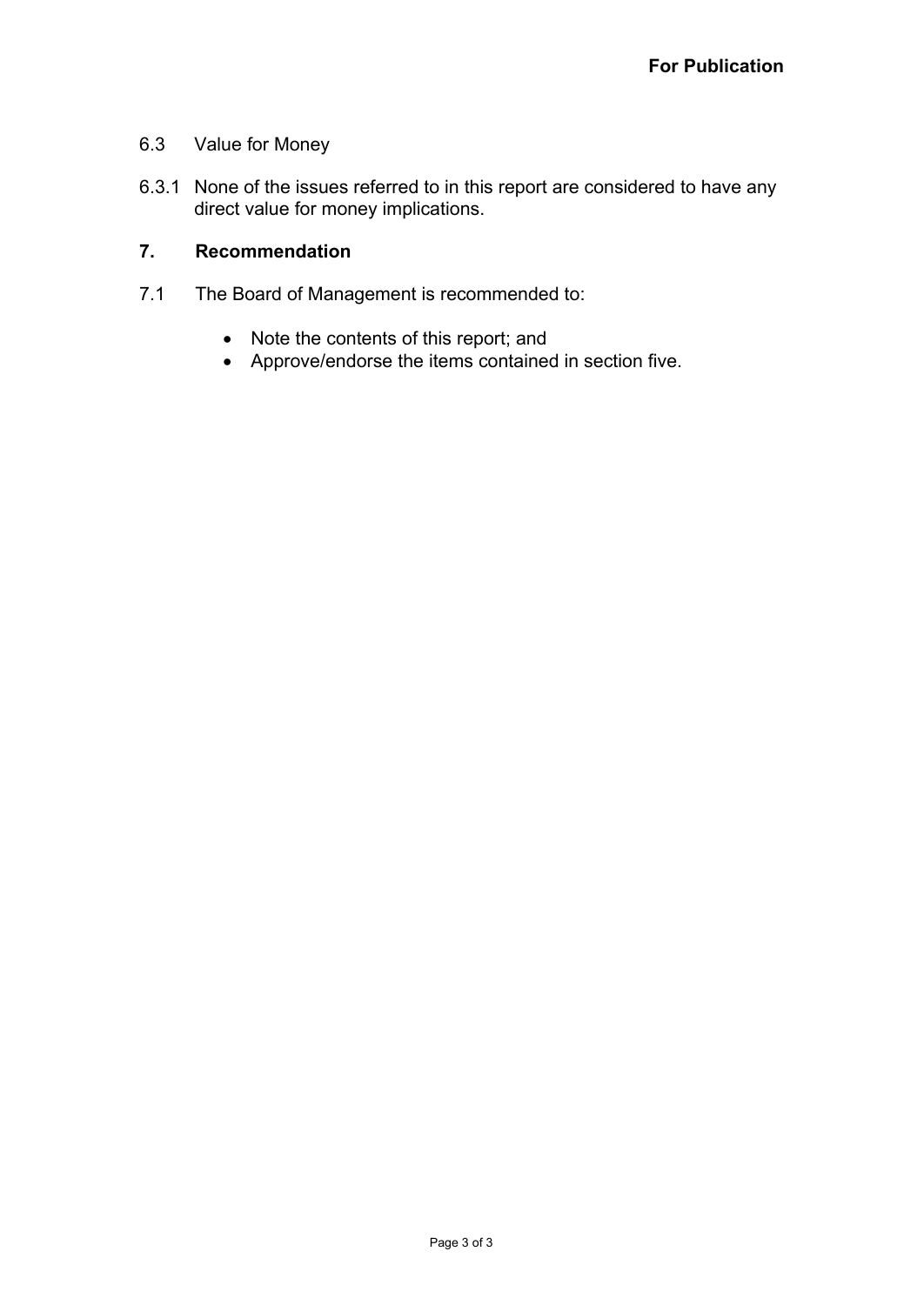**For Publication**

6.3 Value for Money

6.3.1 None of the issues referred to in this report are considered to have any direct value for money implications.

## 7. Recommendation

7.1 The Board of Management is recommended to:

- Note the contents of this report; and
- Approve/endorse the items contained in section five.